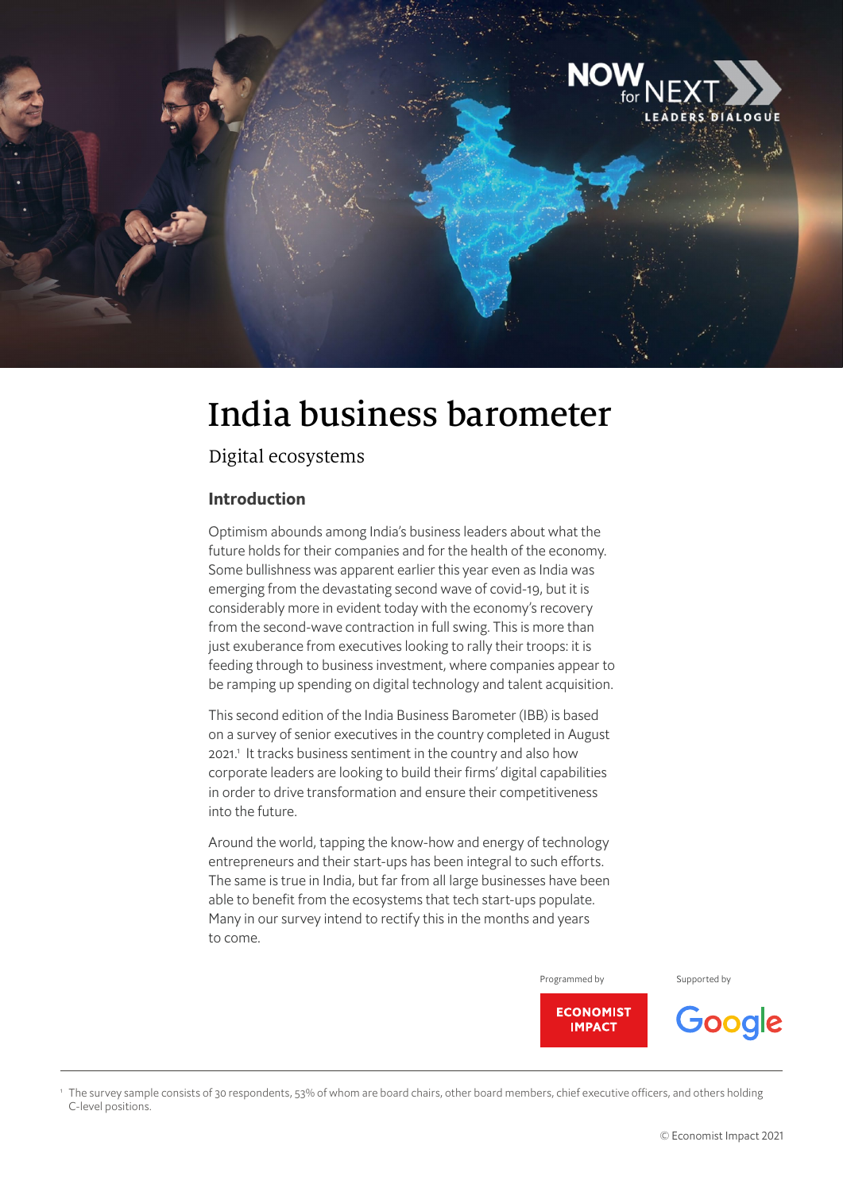NOW for NEXT
LEADERS DIALOGUE

# India business barometer

## Digital ecosystems

### Introduction

Optimism abounds among India's business leaders about what the future holds for their companies and for the health of the economy. Some bullishness was apparent earlier this year even as India was emerging from the devastating second wave of covid-19, but it is considerably more in evident today with the economy's recovery from the second-wave contraction in full swing. This is more than just exuberance from executives looking to rally their troops: it is feeding through to business investment, where companies appear to be ramping up spending on digital technology and talent acquisition.

This second edition of the India Business Barometer (IBB) is based on a survey of senior executives in the country completed in August 2021.[1] It tracks business sentiment in the country and also how corporate leaders are looking to build their firms' digital capabilities in order to drive transformation and ensure their competitiveness into the future.

Around the world, tapping the know-how and energy of technology entrepreneurs and their start-ups has been integral to such efforts. The same is true in India, but far from all large businesses have been able to benefit from the ecosystems that tech start-ups populate. Many in our survey intend to rectify this in the months and years to come.

Programmed by ECONOMIST IMPACT

Supported by Google

[1] The survey sample consists of 30 respondents, 53% of whom are board chairs, other board members, chief executive officers, and others holding C-level positions.

© Economist Impact 2021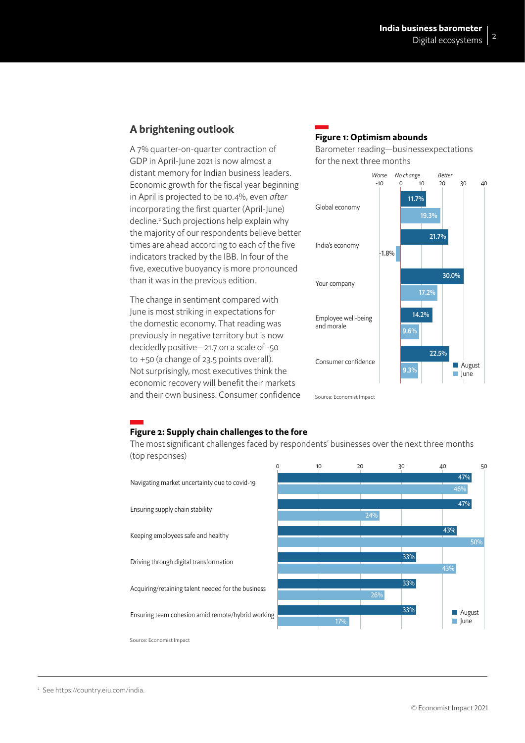## A brightening outlook

A 7% quarter-on-quarter contraction of GDP in April-June 2021 is now almost a distant memory for Indian business leaders. Economic growth for the fiscal year beginning in April is projected to be 10.4%, even *after* incorporating the first quarter (April-June) decline.[2] Such projections help explain why the majority of our respondents believe better times are ahead according to each of the five indicators tracked by the IBB. In four of the five, executive buoyancy is more pronounced than it was in the previous edition.

The change in sentiment compared with June is most striking in expectations for the domestic economy. That reading was previously in negative territory but is now decidedly positive—21.7 on a scale of -50 to +50 (a change of 23.5 points overall). Not surprisingly, most executives think the economic recovery will benefit their markets and their own business. Consumer confidence

**Figure 1: Optimism abounds**

Barometer reading—businessexpectations for the next three months

| | August | June |
|---|---|---|
| Global economy | 11.7% | 19.3% |
| India's economy | 21.7% | -1.8% |
| Your company | 30.0% | 17.2% |
| Employee well-being and morale | 14.2% | 9.6% |
| Consumer confidence | 22.5% | 9.3% |

Scale: -10 (Worse), 0 (No change), 20 (Better), 40

Source: Economist Impact

**Figure 2: Supply chain challenges to the fore**

The most significant challenges faced by respondents' businesses over the next three months (top responses)

| | August | June |
|---|---|---|
| Navigating market uncertainty due to covid-19 | 47% | 46% |
| Ensuring supply chain stability | 47% | 24% |
| Keeping employees safe and healthy | 43% | 50% |
| Driving through digital transformation | 33% | 43% |
| Acquiring/retaining talent needed for the business | 33% | 26% |
| Ensuring team cohesion amid remote/hybrid working | 33% | 17% |

Source: Economist Impact

[2] See https://country.eiu.com/india.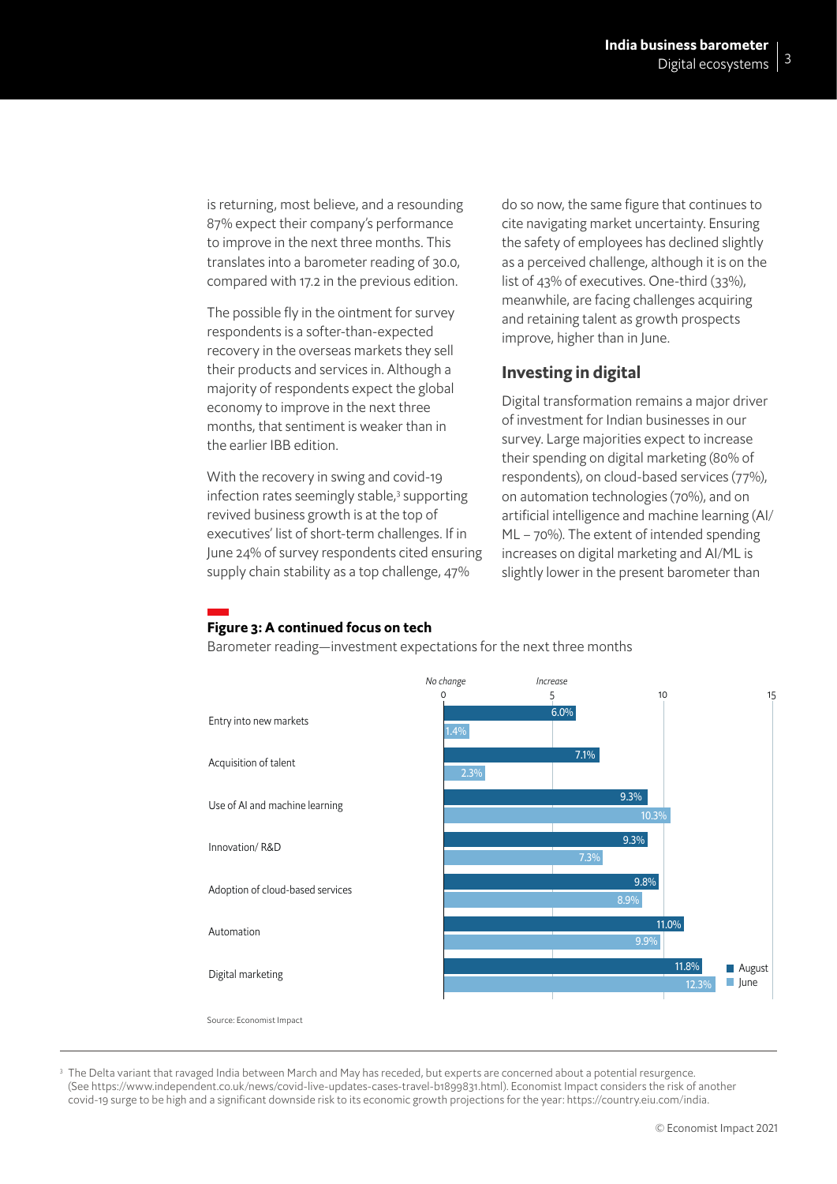is returning, most believe, and a resounding 87% expect their company's performance to improve in the next three months. This translates into a barometer reading of 30.0, compared with 17.2 in the previous edition.

The possible fly in the ointment for survey respondents is a softer-than-expected recovery in the overseas markets they sell their products and services in. Although a majority of respondents expect the global economy to improve in the next three months, that sentiment is weaker than in the earlier IBB edition.

With the recovery in swing and covid-19 infection rates seemingly stable,[3] supporting revived business growth is at the top of executives' list of short-term challenges. If in June 24% of survey respondents cited ensuring supply chain stability as a top challenge, 47% do so now, the same figure that continues to cite navigating market uncertainty. Ensuring the safety of employees has declined slightly as a perceived challenge, although it is on the list of 43% of executives. One-third (33%), meanwhile, are facing challenges acquiring and retaining talent as growth prospects improve, higher than in June.

## Investing in digital

Digital transformation remains a major driver of investment for Indian businesses in our survey. Large majorities expect to increase their spending on digital marketing (80% of respondents), on cloud-based services (77%), on automation technologies (70%), and on artificial intelligence and machine learning (AI/ML – 70%). The extent of intended spending increases on digital marketing and AI/ML is slightly lower in the present barometer than

**Figure 3: A continued focus on tech**

Barometer reading—investment expectations for the next three months

| | August | June |
| --- | --- | --- |
| Entry into new markets | 6.0% | 1.4% |
| Acquisition of talent | 7.1% | 2.3% |
| Use of AI and machine learning | 9.3% | 10.3% |
| Innovation/ R&D | 9.3% | 7.3% |
| Adoption of cloud-based services | 9.8% | 8.9% |
| Automation | 11.0% | 9.9% |
| Digital marketing | 11.8% | 12.3% |

Source: Economist Impact

[3] The Delta variant that ravaged India between March and May has receded, but experts are concerned about a potential resurgence. (See https://www.independent.co.uk/news/covid-live-updates-cases-travel-b1899831.html). Economist Impact considers the risk of another covid-19 surge to be high and a significant downside risk to its economic growth projections for the year: https://country.eiu.com/india.

© Economist Impact 2021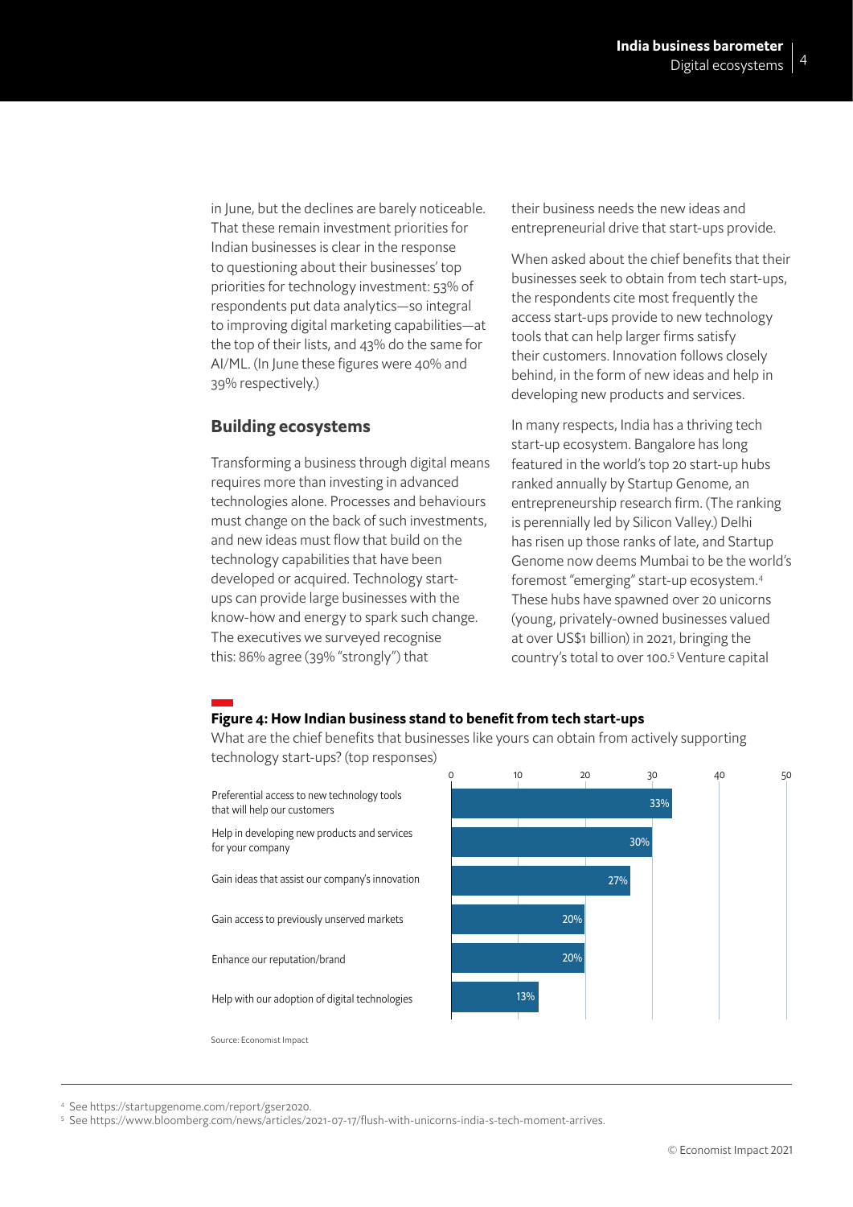in June, but the declines are barely noticeable. That these remain investment priorities for Indian businesses is clear in the response to questioning about their businesses' top priorities for technology investment: 53% of respondents put data analytics—so integral to improving digital marketing capabilities—at the top of their lists, and 43% do the same for AI/ML. (In June these figures were 40% and 39% respectively.)

## Building ecosystems

Transforming a business through digital means requires more than investing in advanced technologies alone. Processes and behaviours must change on the back of such investments, and new ideas must flow that build on the technology capabilities that have been developed or acquired. Technology start-ups can provide large businesses with the know-how and energy to spark such change. The executives we surveyed recognise this: 86% agree (39% "strongly") that their business needs the new ideas and entrepreneurial drive that start-ups provide.

When asked about the chief benefits that their businesses seek to obtain from tech start-ups, the respondents cite most frequently the access start-ups provide to new technology tools that can help larger firms satisfy their customers. Innovation follows closely behind, in the form of new ideas and help in developing new products and services.

In many respects, India has a thriving tech start-up ecosystem. Bangalore has long featured in the world's top 20 start-up hubs ranked annually by Startup Genome, an entrepreneurship research firm. (The ranking is perennially led by Silicon Valley.) Delhi has risen up those ranks of late, and Startup Genome now deems Mumbai to be the world's foremost "emerging" start-up ecosystem.[4] These hubs have spawned over 20 unicorns (young, privately-owned businesses valued at over US$1 billion) in 2021, bringing the country's total to over 100.[5] Venture capital

**Figure 4: How Indian business stand to benefit from tech start-ups**

What are the chief benefits that businesses like yours can obtain from actively supporting technology start-ups? (top responses)

| Benefit | % |
|---|---|
| Preferential access to new technology tools that will help our customers | 33% |
| Help in developing new products and services for your company | 30% |
| Gain ideas that assist our company's innovation | 27% |
| Gain access to previously unserved markets | 20% |
| Enhance our reputation/brand | 20% |
| Help with our adoption of digital technologies | 13% |

Source: Economist Impact

[4] See https://startupgenome.com/report/gser2020.

[5] See https://www.bloomberg.com/news/articles/2021-07-17/flush-with-unicorns-india-s-tech-moment-arrives.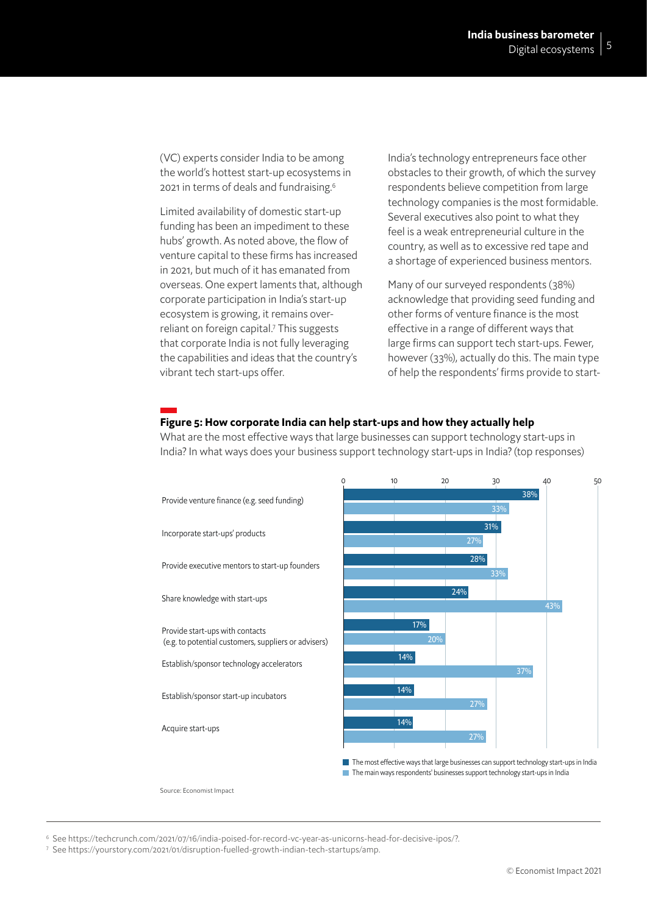(VC) experts consider India to be among the world's hottest start-up ecosystems in 2021 in terms of deals and fundraising.[6]

Limited availability of domestic start-up funding has been an impediment to these hubs' growth. As noted above, the flow of venture capital to these firms has increased in 2021, but much of it has emanated from overseas. One expert laments that, although corporate participation in India's start-up ecosystem is growing, it remains over-reliant on foreign capital.[7] This suggests that corporate India is not fully leveraging the capabilities and ideas that the country's vibrant tech start-ups offer.

India's technology entrepreneurs face other obstacles to their growth, of which the survey respondents believe competition from large technology companies is the most formidable. Several executives also point to what they feel is a weak entrepreneurial culture in the country, as well as to excessive red tape and a shortage of experienced business mentors.

Many of our surveyed respondents (38%) acknowledge that providing seed funding and other forms of venture finance is the most effective in a range of different ways that large firms can support tech start-ups. Fewer, however (33%), actually do this. The main type of help the respondents' firms provide to start-

**Figure 5: How corporate India can help start-ups and how they actually help**

What are the most effective ways that large businesses can support technology start-ups in India? In what ways does your business support technology start-ups in India? (top responses)

| | The most effective ways that large businesses can support technology start-ups in India | The main ways respondents' businesses support technology start-ups in India |
|---|---|---|
| Provide venture finance (e.g. seed funding) | 38% | 33% |
| Incorporate start-ups' products | 31% | 27% |
| Provide executive mentors to start-up founders | 28% | 33% |
| Share knowledge with start-ups | 24% | 43% |
| Provide start-ups with contacts (e.g. to potential customers, suppliers or advisers) | 17% | 20% |
| Establish/sponsor technology accelerators | 14% | 37% |
| Establish/sponsor start-up incubators | 14% | 27% |
| Acquire start-ups | 14% | 27% |

Source: Economist Impact

[6] See https://techcrunch.com/2021/07/16/india-poised-for-record-vc-year-as-unicorns-head-for-decisive-ipos/?.

[7] See https://yourstory.com/2021/01/disruption-fuelled-growth-indian-tech-startups/amp.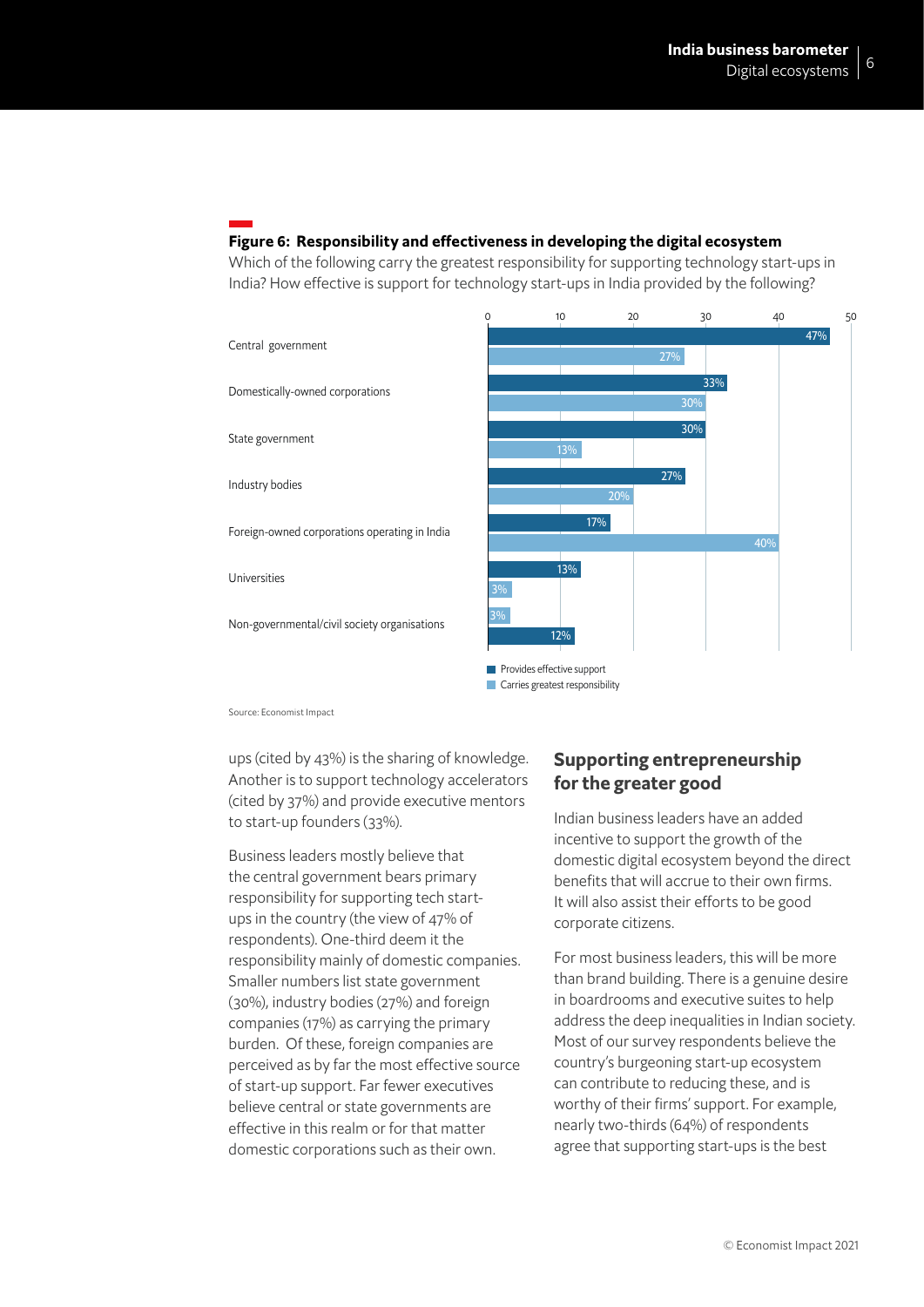**Figure 6: Responsibility and effectiveness in developing the digital ecosystem**

Which of the following carry the greatest responsibility for supporting technology start-ups in India? How effective is support for technology start-ups in India provided by the following?

| | Provides effective support | Carries greatest responsibility |
|---|---|---|
| Central government | 47% | 27% |
| Domestically-owned corporations | 33% | 30% |
| State government | 30% | 13% |
| Industry bodies | 27% | 20% |
| Foreign-owned corporations operating in India | 17% | 40% |
| Universities | 13% | 3% |
| Non-governmental/civil society organisations | 12% | 3% |

Source: Economist Impact

ups (cited by 43%) is the sharing of knowledge. Another is to support technology accelerators (cited by 37%) and provide executive mentors to start-up founders (33%).

Business leaders mostly believe that the central government bears primary responsibility for supporting tech start-ups in the country (the view of 47% of respondents). One-third deem it the responsibility mainly of domestic companies. Smaller numbers list state government (30%), industry bodies (27%) and foreign companies (17%) as carrying the primary burden. Of these, foreign companies are perceived as by far the most effective source of start-up support. Far fewer executives believe central or state governments are effective in this realm or for that matter domestic corporations such as their own.

## Supporting entrepreneurship for the greater good

Indian business leaders have an added incentive to support the growth of the domestic digital ecosystem beyond the direct benefits that will accrue to their own firms. It will also assist their efforts to be good corporate citizens.

For most business leaders, this will be more than brand building. There is a genuine desire in boardrooms and executive suites to help address the deep inequalities in Indian society. Most of our survey respondents believe the country's burgeoning start-up ecosystem can contribute to reducing these, and is worthy of their firms' support. For example, nearly two-thirds (64%) of respondents agree that supporting start-ups is the best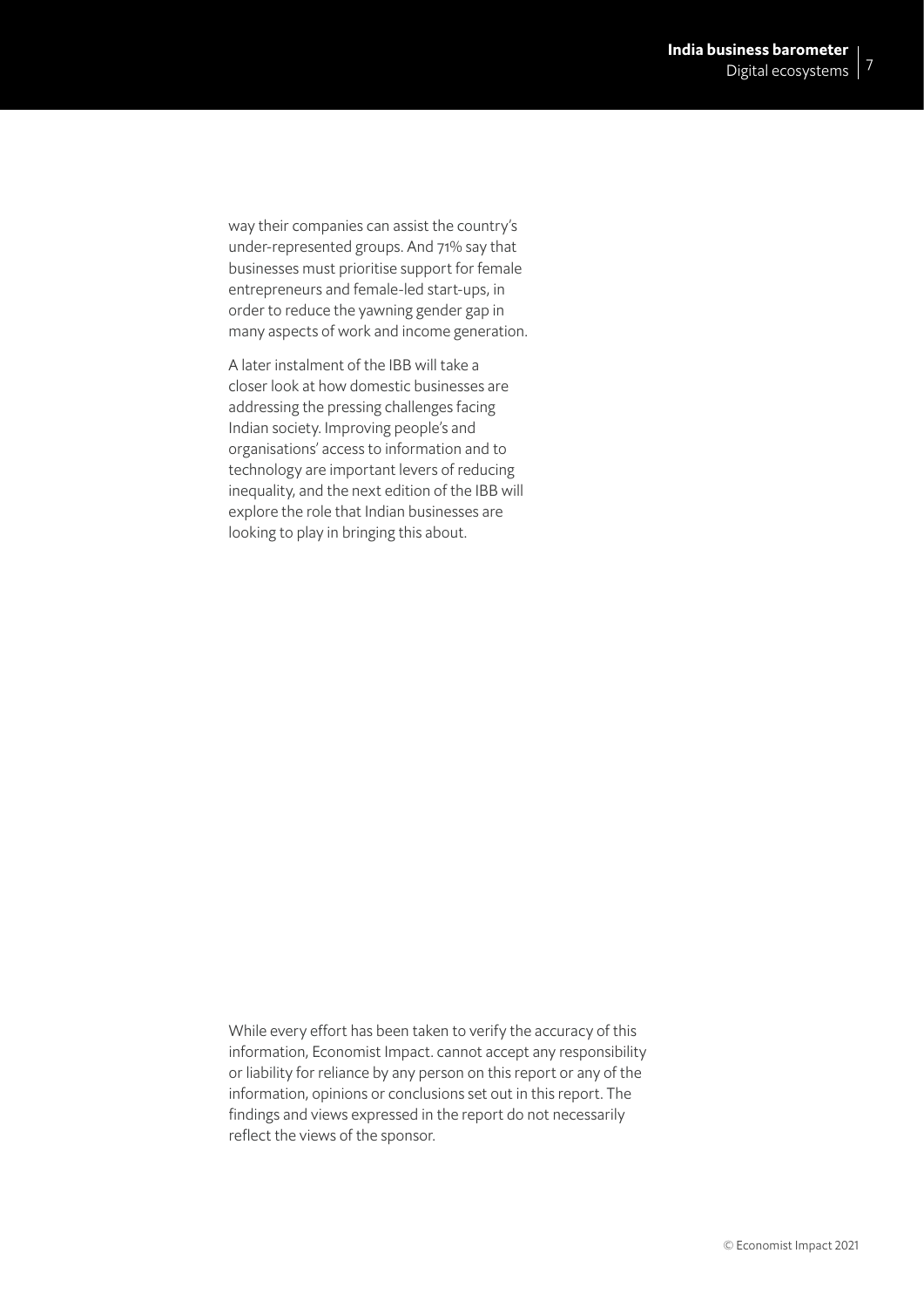way their companies can assist the country's under-represented groups. And 71% say that businesses must prioritise support for female entrepreneurs and female-led start-ups, in order to reduce the yawning gender gap in many aspects of work and income generation.

A later instalment of the IBB will take a closer look at how domestic businesses are addressing the pressing challenges facing Indian society. Improving people's and organisations' access to information and to technology are important levers of reducing inequality, and the next edition of the IBB will explore the role that Indian businesses are looking to play in bringing this about.

While every effort has been taken to verify the accuracy of this information, Economist Impact. cannot accept any responsibility or liability for reliance by any person on this report or any of the information, opinions or conclusions set out in this report. The findings and views expressed in the report do not necessarily reflect the views of the sponsor.

© Economist Impact 2021